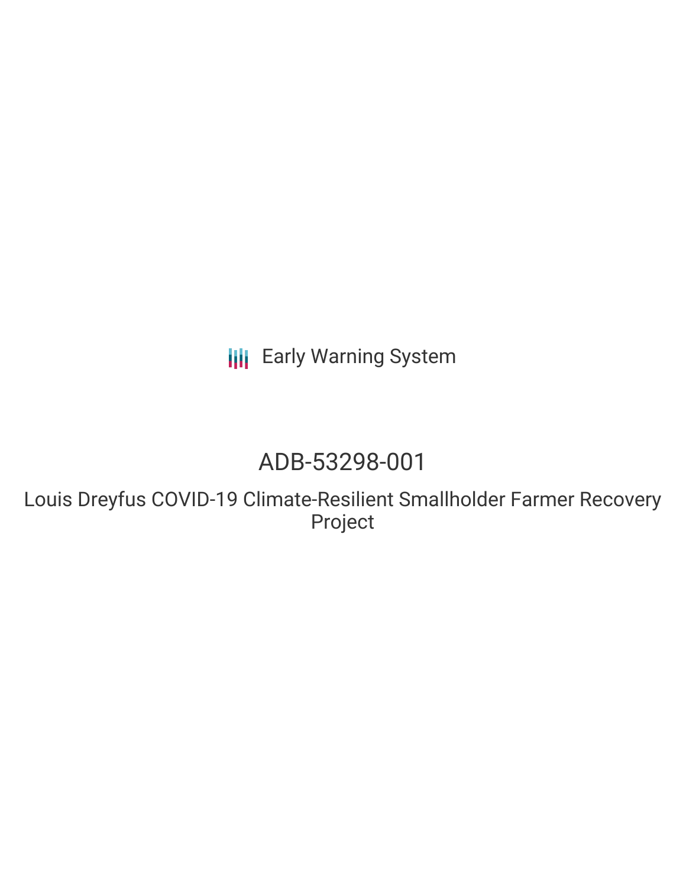Early Warning System

# ADB-53298-001

## Louis Dreyfus COVID-19 Climate-Resilient Smallholder Farmer Recovery Project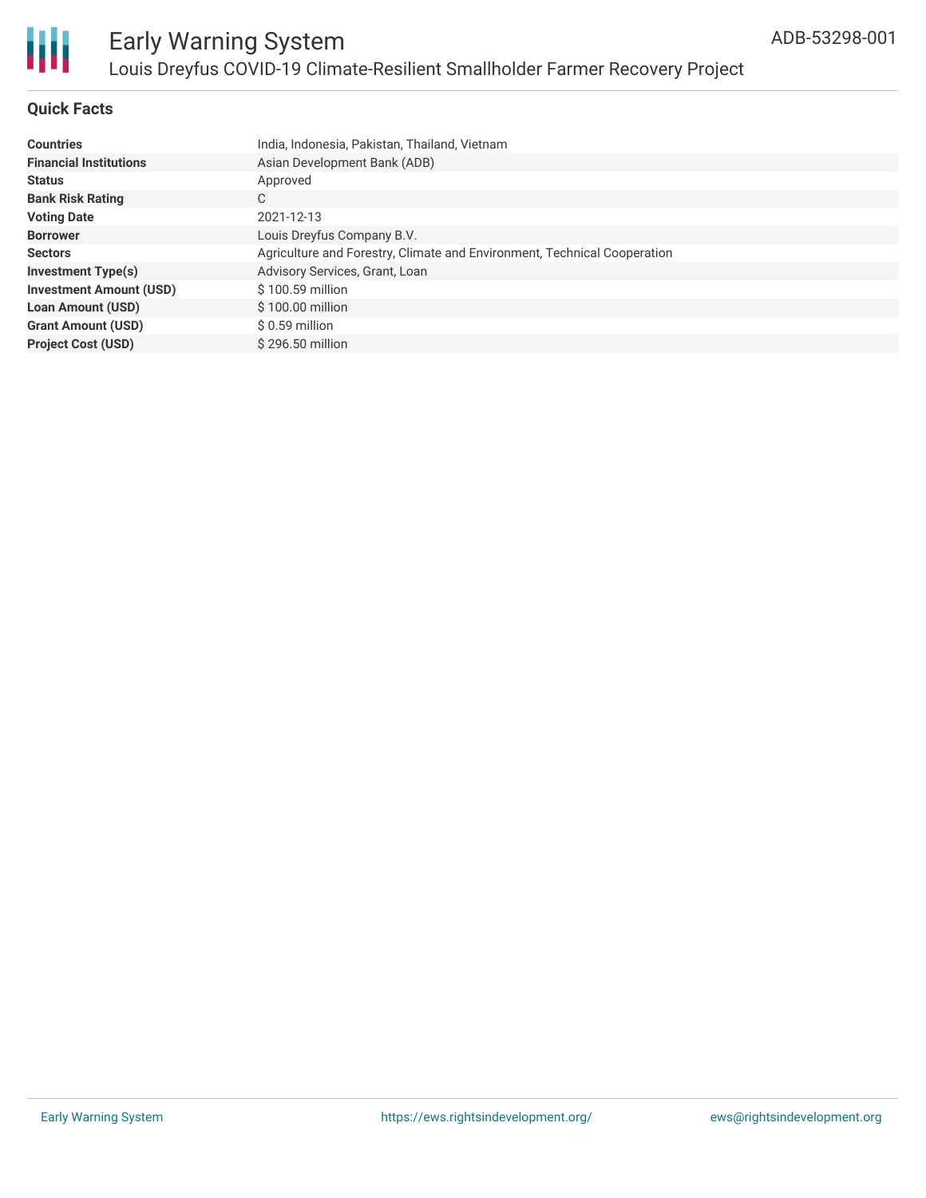## Quick Facts

| | |
|---|---|
| **Countries** | India, Indonesia, Pakistan, Thailand, Vietnam |
| **Financial Institutions** | Asian Development Bank (ADB) |
| **Status** | Approved |
| **Bank Risk Rating** | C |
| **Voting Date** | 2021-12-13 |
| **Borrower** | Louis Dreyfus Company B.V. |
| **Sectors** | Agriculture and Forestry, Climate and Environment, Technical Cooperation |
| **Investment Type(s)** | Advisory Services, Grant, Loan |
| **Investment Amount (USD)** | $ 100.59 million |
| **Loan Amount (USD)** | $ 100.00 million |
| **Grant Amount (USD)** | $ 0.59 million |
| **Project Cost (USD)** | $ 296.50 million |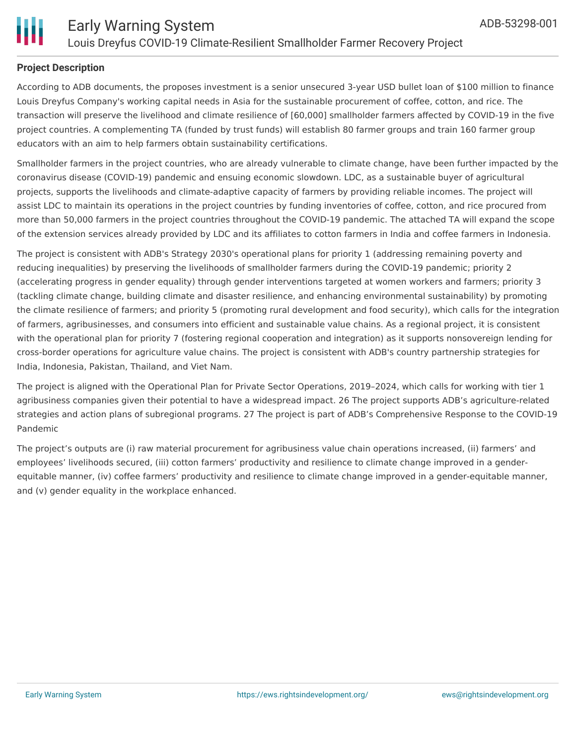## Project Description

According to ADB documents, the proposes investment is a senior unsecured 3-year USD bullet loan of $100 million to finance Louis Dreyfus Company's working capital needs in Asia for the sustainable procurement of coffee, cotton, and rice. The transaction will preserve the livelihood and climate resilience of [60,000] smallholder farmers affected by COVID-19 in the five project countries. A complementing TA (funded by trust funds) will establish 80 farmer groups and train 160 farmer group educators with an aim to help farmers obtain sustainability certifications.

Smallholder farmers in the project countries, who are already vulnerable to climate change, have been further impacted by the coronavirus disease (COVID-19) pandemic and ensuing economic slowdown. LDC, as a sustainable buyer of agricultural projects, supports the livelihoods and climate-adaptive capacity of farmers by providing reliable incomes. The project will assist LDC to maintain its operations in the project countries by funding inventories of coffee, cotton, and rice procured from more than 50,000 farmers in the project countries throughout the COVID-19 pandemic. The attached TA will expand the scope of the extension services already provided by LDC and its affiliates to cotton farmers in India and coffee farmers in Indonesia.

The project is consistent with ADB's Strategy 2030's operational plans for priority 1 (addressing remaining poverty and reducing inequalities) by preserving the livelihoods of smallholder farmers during the COVID-19 pandemic; priority 2 (accelerating progress in gender equality) through gender interventions targeted at women workers and farmers; priority 3 (tackling climate change, building climate and disaster resilience, and enhancing environmental sustainability) by promoting the climate resilience of farmers; and priority 5 (promoting rural development and food security), which calls for the integration of farmers, agribusinesses, and consumers into efficient and sustainable value chains. As a regional project, it is consistent with the operational plan for priority 7 (fostering regional cooperation and integration) as it supports nonsovereign lending for cross-border operations for agriculture value chains. The project is consistent with ADB's country partnership strategies for India, Indonesia, Pakistan, Thailand, and Viet Nam.

The project is aligned with the Operational Plan for Private Sector Operations, 2019–2024, which calls for working with tier 1 agribusiness companies given their potential to have a widespread impact. 26 The project supports ADB's agriculture-related strategies and action plans of subregional programs. 27 The project is part of ADB's Comprehensive Response to the COVID-19 Pandemic

The project's outputs are (i) raw material procurement for agribusiness value chain operations increased, (ii) farmers' and employees' livelihoods secured, (iii) cotton farmers' productivity and resilience to climate change improved in a gender-equitable manner, (iv) coffee farmers' productivity and resilience to climate change improved in a gender-equitable manner, and (v) gender equality in the workplace enhanced.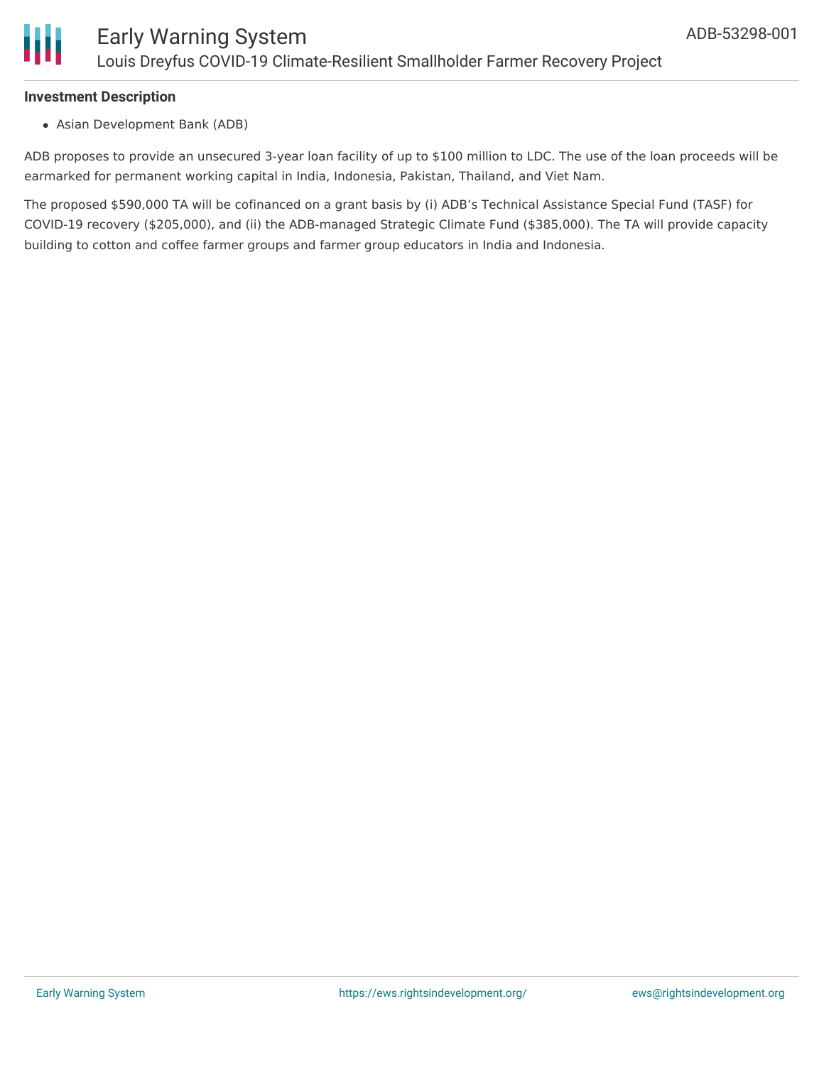**Investment Description**

- Asian Development Bank (ADB)

ADB proposes to provide an unsecured 3-year loan facility of up to $100 million to LDC. The use of the loan proceeds will be earmarked for permanent working capital in India, Indonesia, Pakistan, Thailand, and Viet Nam.

The proposed $590,000 TA will be cofinanced on a grant basis by (i) ADB's Technical Assistance Special Fund (TASF) for COVID-19 recovery ($205,000), and (ii) the ADB-managed Strategic Climate Fund ($385,000). The TA will provide capacity building to cotton and coffee farmer groups and farmer group educators in India and Indonesia.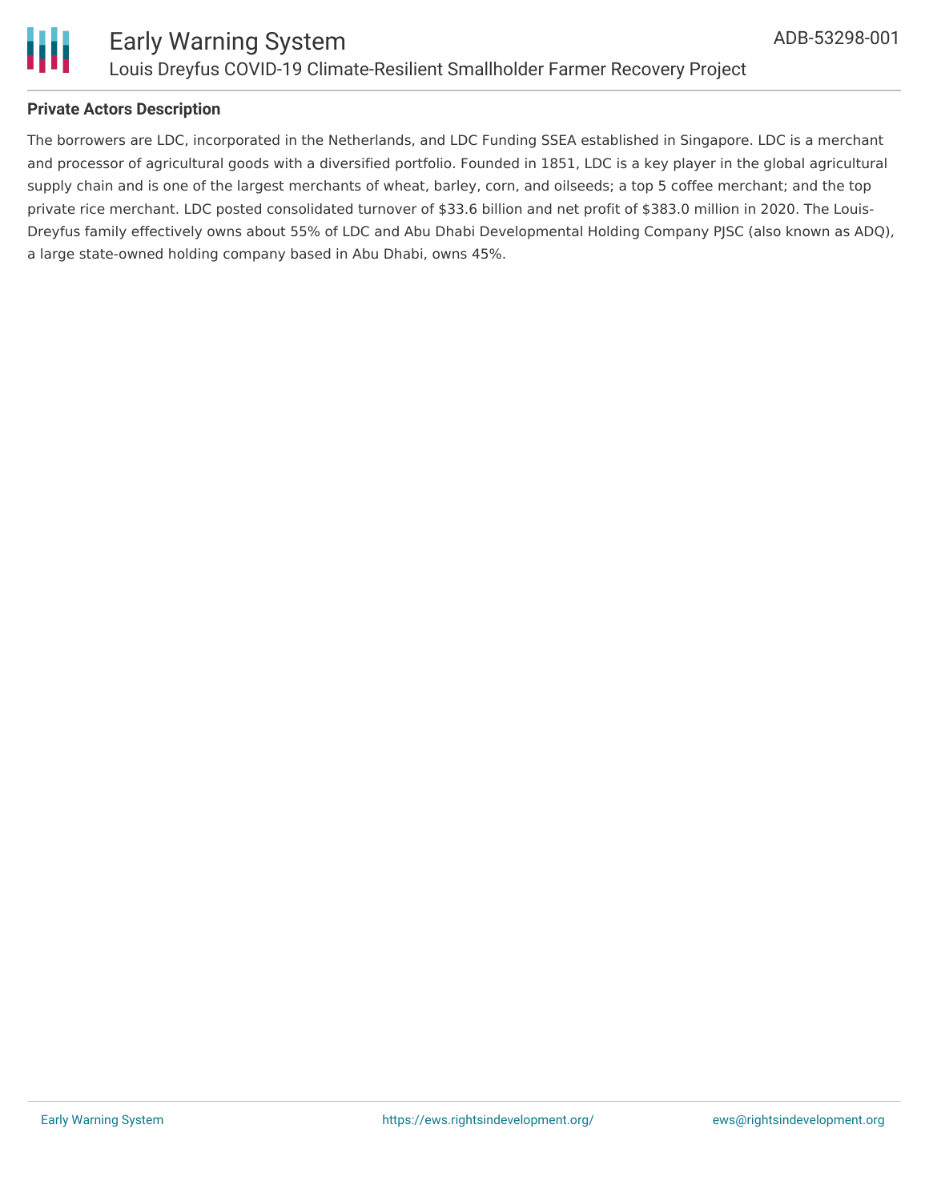**Private Actors Description**

The borrowers are LDC, incorporated in the Netherlands, and LDC Funding SSEA established in Singapore. LDC is a merchant and processor of agricultural goods with a diversified portfolio. Founded in 1851, LDC is a key player in the global agricultural supply chain and is one of the largest merchants of wheat, barley, corn, and oilseeds; a top 5 coffee merchant; and the top private rice merchant. LDC posted consolidated turnover of $33.6 billion and net profit of $383.0 million in 2020. The Louis-Dreyfus family effectively owns about 55% of LDC and Abu Dhabi Developmental Holding Company PJSC (also known as ADQ), a large state-owned holding company based in Abu Dhabi, owns 45%.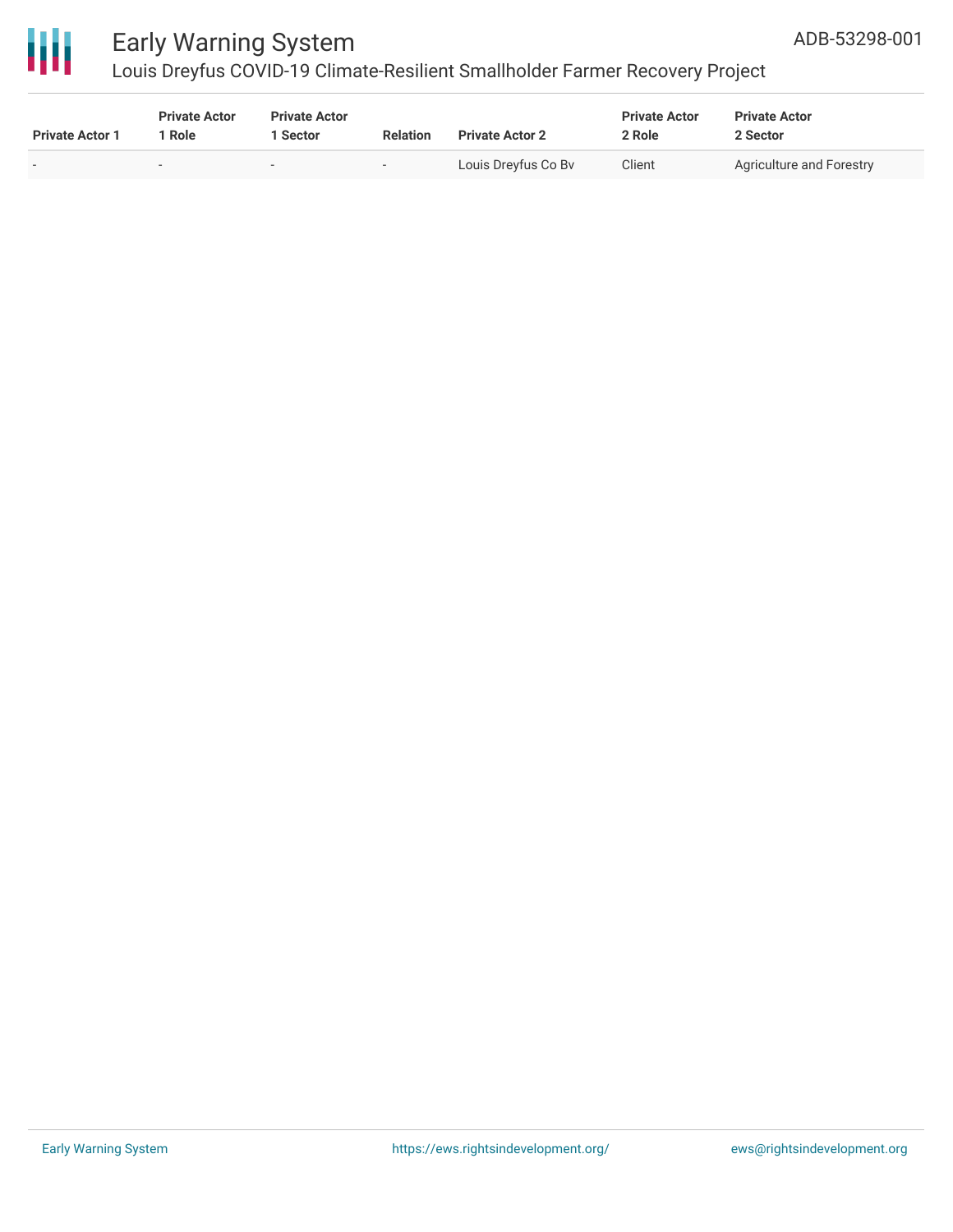| Private Actor 1 | Private Actor 1 Role | Private Actor 1 Sector | Relation | Private Actor 2 | Private Actor 2 Role | Private Actor 2 Sector |
|---|---|---|---|---|---|---|
| - | - | - | - | Louis Dreyfus Co Bv | Client | Agriculture and Forestry |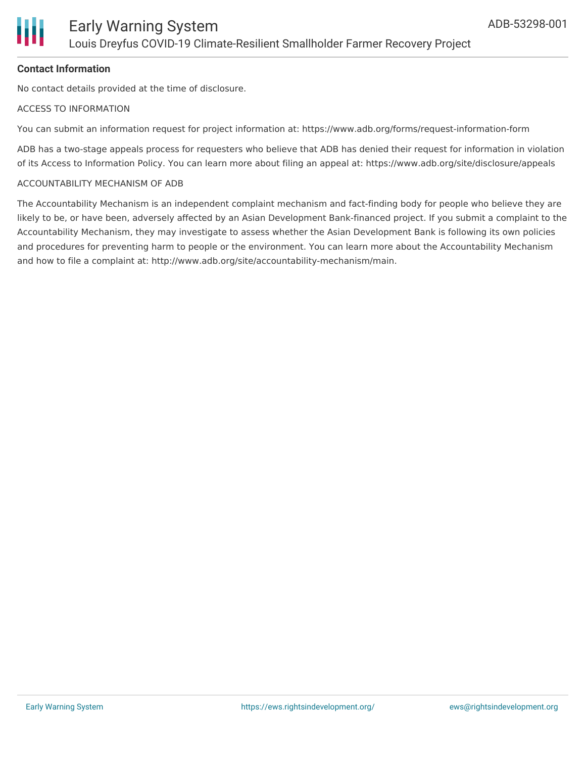**Contact Information**

No contact details provided at the time of disclosure.

ACCESS TO INFORMATION

You can submit an information request for project information at: https://www.adb.org/forms/request-information-form

ADB has a two-stage appeals process for requesters who believe that ADB has denied their request for information in violation of its Access to Information Policy. You can learn more about filing an appeal at: https://www.adb.org/site/disclosure/appeals

ACCOUNTABILITY MECHANISM OF ADB

The Accountability Mechanism is an independent complaint mechanism and fact-finding body for people who believe they are likely to be, or have been, adversely affected by an Asian Development Bank-financed project. If you submit a complaint to the Accountability Mechanism, they may investigate to assess whether the Asian Development Bank is following its own policies and procedures for preventing harm to people or the environment. You can learn more about the Accountability Mechanism and how to file a complaint at: http://www.adb.org/site/accountability-mechanism/main.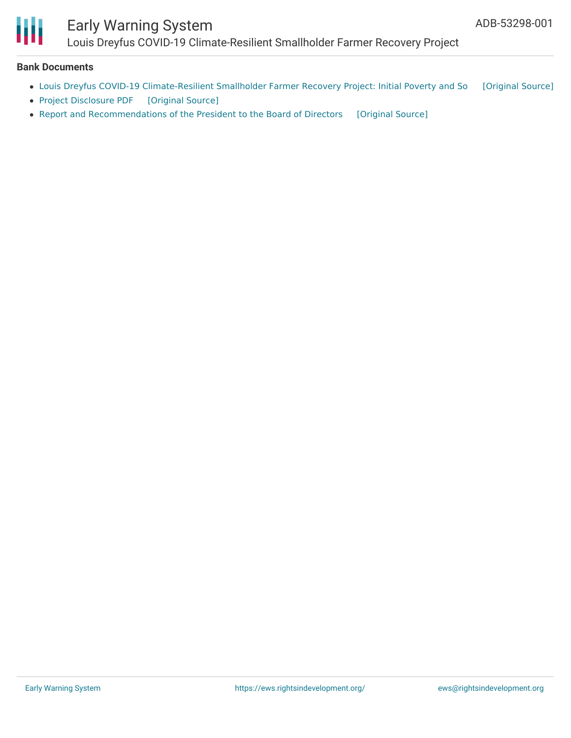**Bank Documents**

- Louis Dreyfus COVID-19 Climate-Resilient Smallholder Farmer Recovery Project: Initial Poverty and So [Original Source]
- Project Disclosure PDF [Original Source]
- Report and Recommendations of the President to the Board of Directors [Original Source]